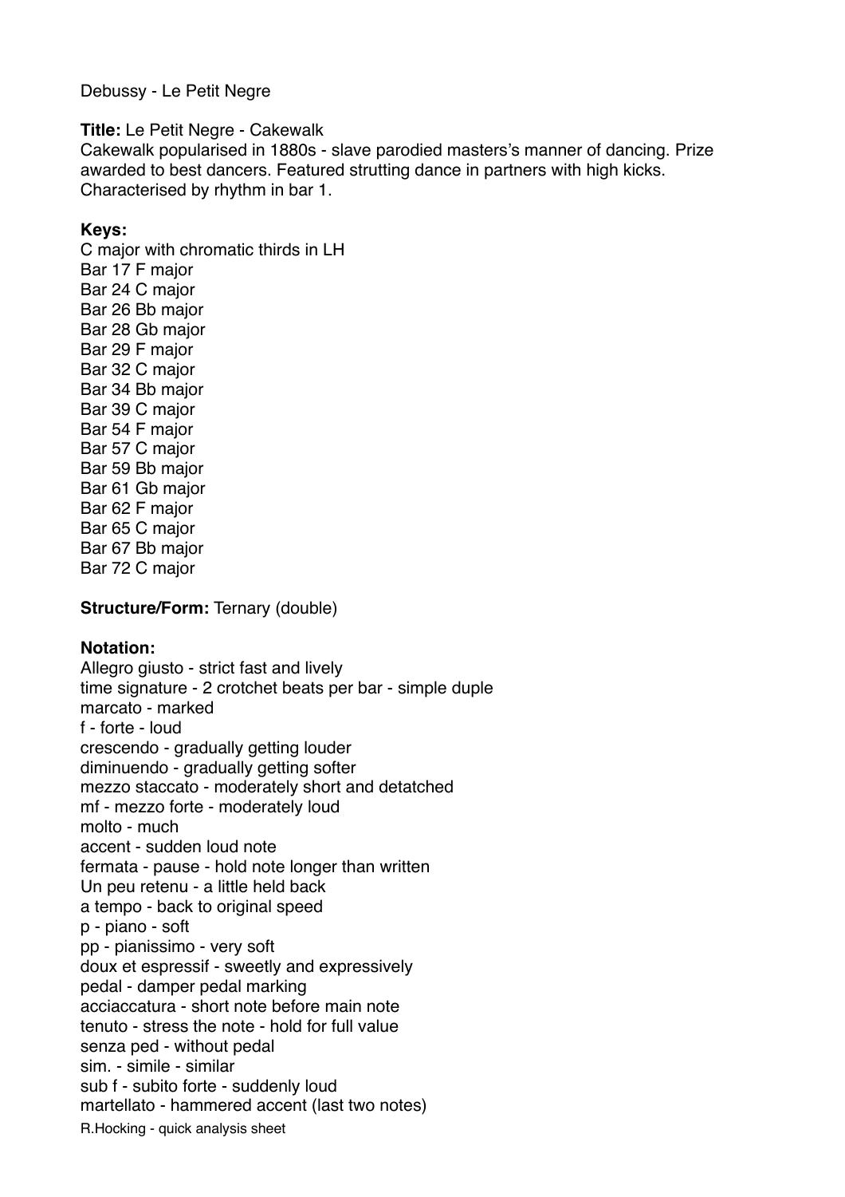Debussy - Le Petit Negre

**Title:** Le Petit Negre - Cakewalk

Cakewalk popularised in 1880s - slave parodied masters's manner of dancing. Prize awarded to best dancers. Featured strutting dance in partners with high kicks. Characterised by rhythm in bar 1.

**Keys:**

C major with chromatic thirds in LH
Bar 17 F major
Bar 24 C major
Bar 26 Bb major
Bar 28 Gb major
Bar 29 F major
Bar 32 C major
Bar 34 Bb major
Bar 39 C major
Bar 54 F major
Bar 57 C major
Bar 59 Bb major
Bar 61 Gb major
Bar 62 F major
Bar 65 C major
Bar 67 Bb major
Bar 72 C major

**Structure/Form:** Ternary (double)

**Notation:**

Allegro giusto - strict fast and lively
time signature - 2 crotchet beats per bar - simple duple
marcato - marked
f - forte - loud
crescendo - gradually getting louder
diminuendo - gradually getting softer
mezzo staccato - moderately short and detatched
mf - mezzo forte - moderately loud
molto - much
accent - sudden loud note
fermata - pause - hold note longer than written
Un peu retenu - a little held back
a tempo - back to original speed
p - piano - soft
pp - pianissimo - very soft
doux et espressif - sweetly and expressively
pedal - damper pedal marking
acciaccatura - short note before main note
tenuto - stress the note - hold for full value
senza ped - without pedal
sim. - simile - similar
sub f - subito forte - suddenly loud
martellato - hammered accent (last two notes)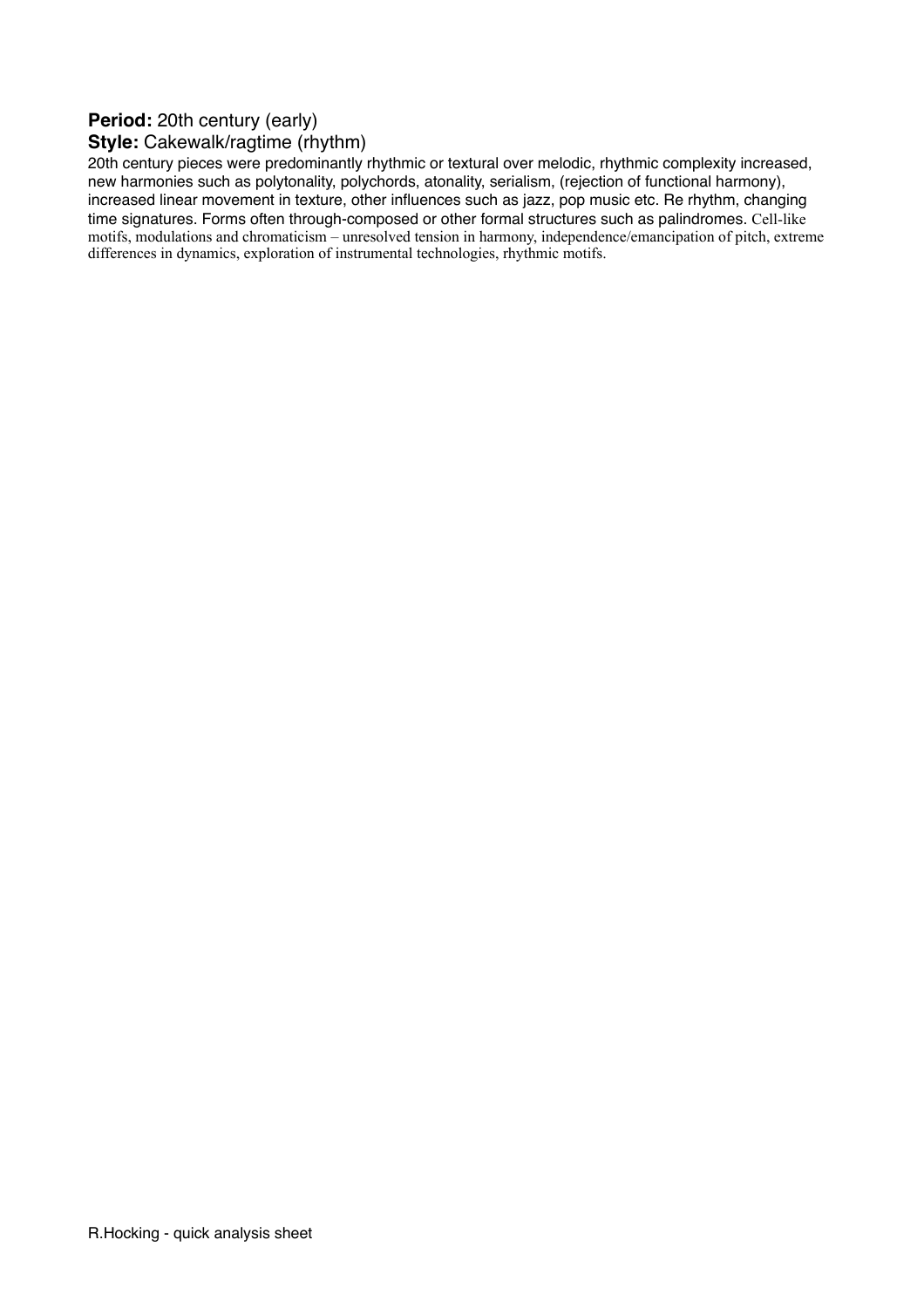**Period:** 20th century (early)

**Style:** Cakewalk/ragtime (rhythm)

20th century pieces were predominantly rhythmic or textural over melodic, rhythmic complexity increased, new harmonies such as polytonality, polychords, atonality, serialism, (rejection of functional harmony), increased linear movement in texture, other influences such as jazz, pop music etc. Re rhythm, changing time signatures. Forms often through-composed or other formal structures such as palindromes. Cell-like motifs, modulations and chromaticism – unresolved tension in harmony, independence/emancipation of pitch, extreme differences in dynamics, exploration of instrumental technologies, rhythmic motifs.